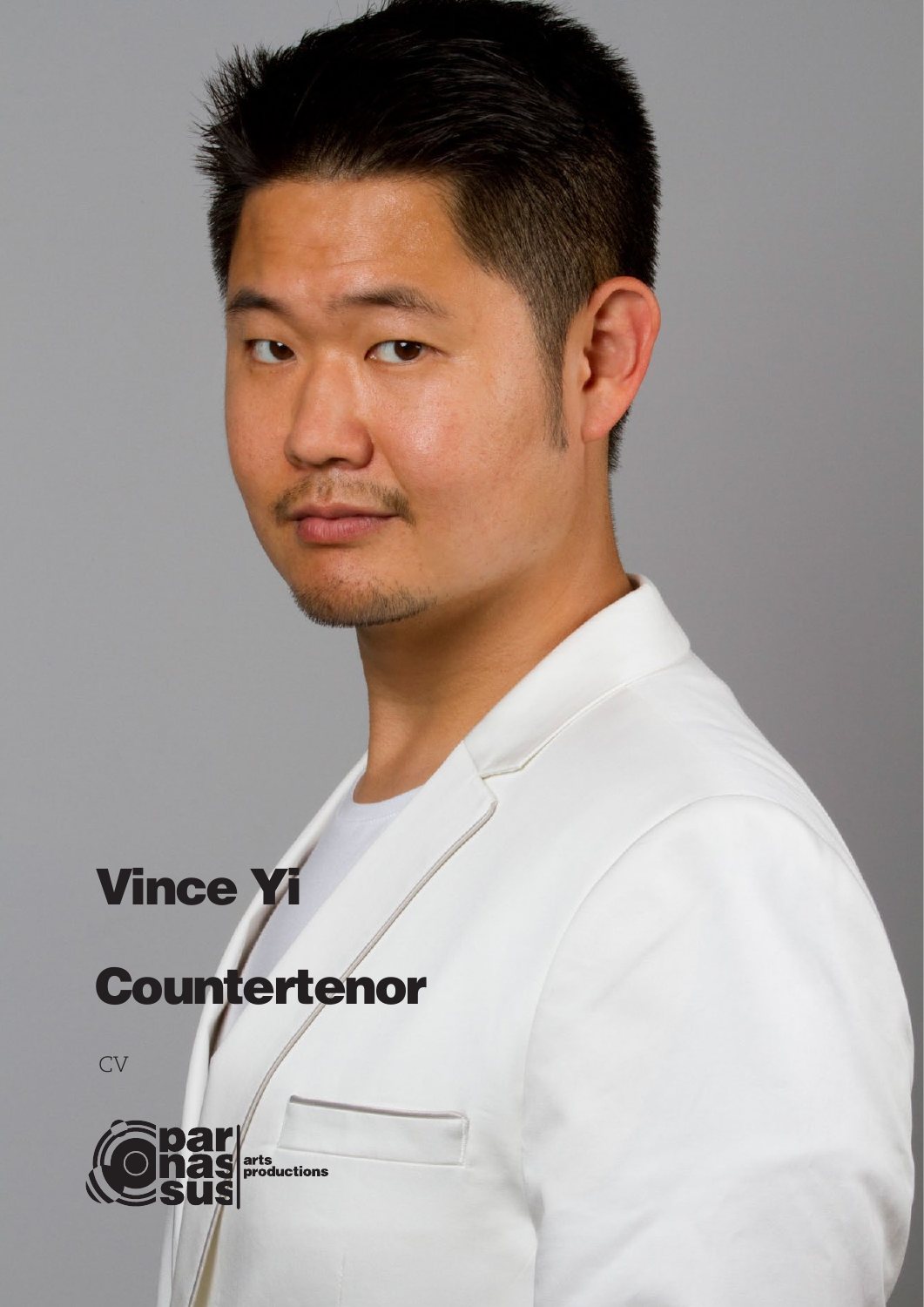# Vince Yi

# Countertenor

CV

par nas sus arts productions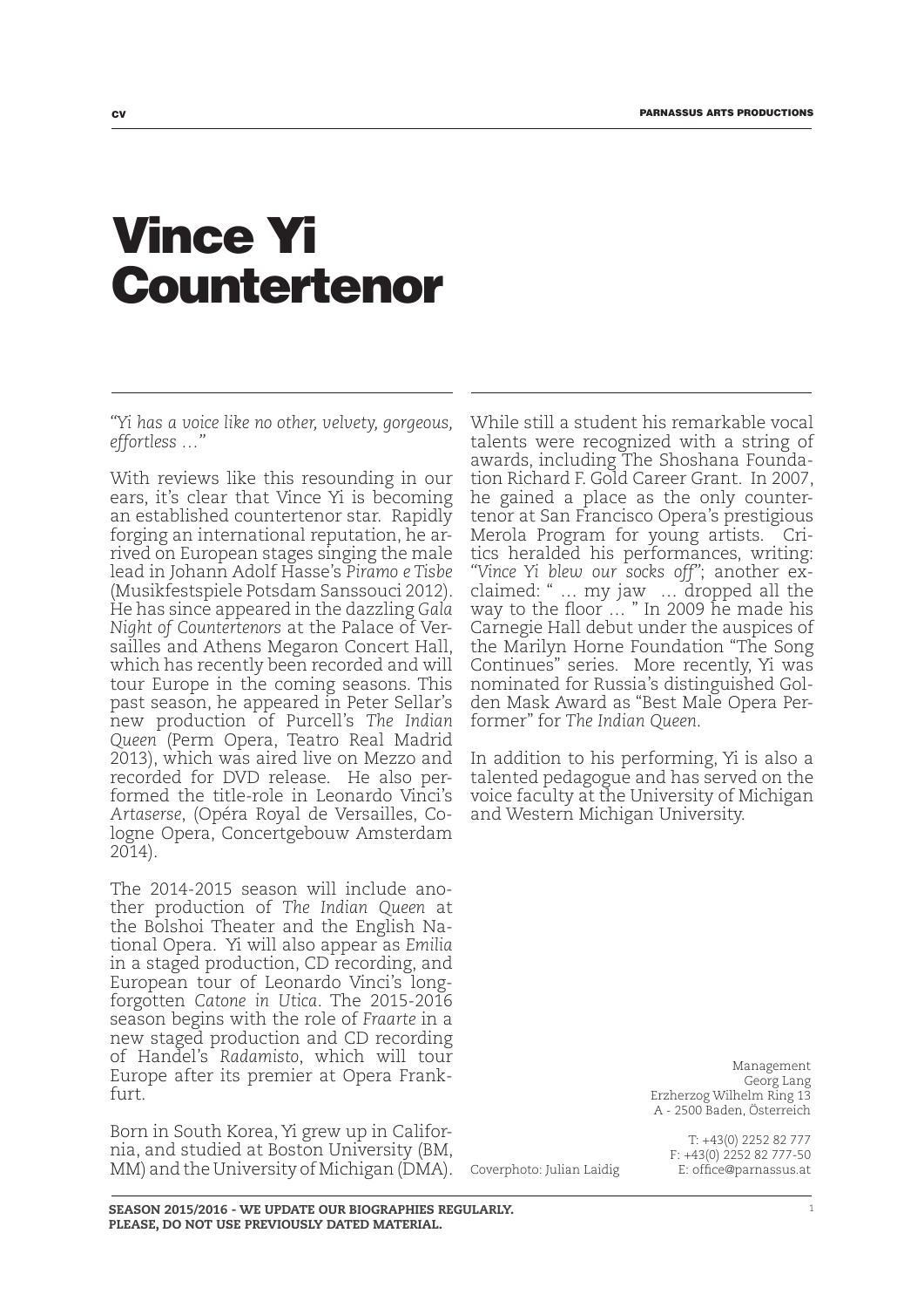# Vince Yi
# Countertenor

*"Yi has a voice like no other, velvety, gorgeous, effortless …"*

With reviews like this resounding in our ears, it's clear that Vince Yi is becoming an established countertenor star. Rapidly forging an international reputation, he arrived on European stages singing the male lead in Johann Adolf Hasse's *Piramo e Tisbe* (Musikfestspiele Potsdam Sanssouci 2012). He has since appeared in the dazzling *Gala Night of Countertenors* at the Palace of Versailles and Athens Megaron Concert Hall, which has recently been recorded and will tour Europe in the coming seasons. This past season, he appeared in Peter Sellar's new production of Purcell's *The Indian Queen* (Perm Opera, Teatro Real Madrid 2013), which was aired live on Mezzo and recorded for DVD release. He also performed the title-role in Leonardo Vinci's *Artaserse*, (Opéra Royal de Versailles, Cologne Opera, Concertgebouw Amsterdam 2014).

The 2014-2015 season will include another production of *The Indian Queen* at the Bolshoi Theater and the English National Opera. Yi will also appear as *Emilia* in a staged production, CD recording, and European tour of Leonardo Vinci's long-forgotten *Catone in Utica*. The 2015-2016 season begins with the role of *Fraarte* in a new staged production and CD recording of Handel's *Radamisto*, which will tour Europe after its premier at Opera Frankfurt.

Born in South Korea, Yi grew up in California, and studied at Boston University (BM, MM) and the University of Michigan (DMA). While still a student his remarkable vocal talents were recognized with a string of awards, including The Shoshana Foundation Richard F. Gold Career Grant. In 2007, he gained a place as the only countertenor at San Francisco Opera's prestigious Merola Program for young artists. Critics heralded his performances, writing: *"Vince Yi blew our socks off"*; another exclaimed: " … my jaw … dropped all the way to the floor … " In 2009 he made his Carnegie Hall debut under the auspices of the Marilyn Horne Foundation "The Song Continues" series. More recently, Yi was nominated for Russia's distinguished Golden Mask Award as "Best Male Opera Performer" for *The Indian Queen*.

In addition to his performing, Yi is also a talented pedagogue and has served on the voice faculty at the University of Michigan and Western Michigan University.

Coverphoto: Julian Laidig

Management
Georg Lang
Erzherzog Wilhelm Ring 13
A - 2500 Baden, Österreich

T: +43(0) 2252 82 777
F: +43(0) 2252 82 777-50
E: office@parnassus.at

**SEASON 2015/2016 - WE UPDATE OUR BIOGRAPHIES REGULARLY.
PLEASE, DO NOT USE PREVIOUSLY DATED MATERIAL.**